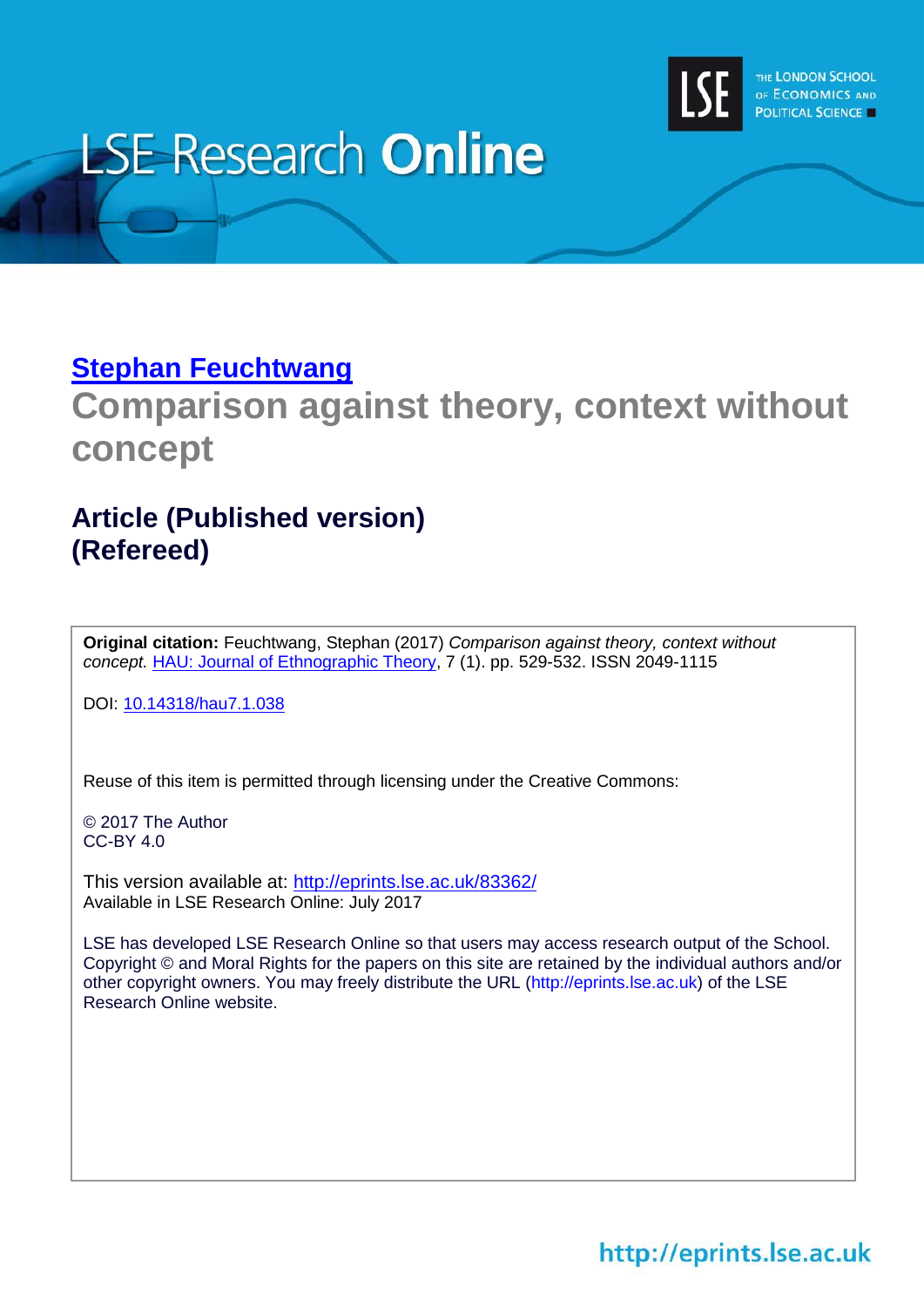LSE Research **Online**

THE LONDON SCHOOL OF ECONOMICS AND POLITICAL SCIENCE

[Stephan Feuchtwang](#)

# Comparison against theory, context without concept

## Article (Published version) (Refereed)

**Original citation:** Feuchtwang, Stephan (2017) *Comparison against theory, context without concept.* [HAU: Journal of Ethnographic Theory](#), 7 (1). pp. 529-532. ISSN 2049-1115

DOI: [10.14318/hau7.1.038](#)

Reuse of this item is permitted through licensing under the Creative Commons:

© 2017 The Author
CC-BY 4.0

This version available at: [http://eprints.lse.ac.uk/83362/](http://eprints.lse.ac.uk/83362/)
Available in LSE Research Online: July 2017

LSE has developed LSE Research Online so that users may access research output of the School. Copyright © and Moral Rights for the papers on this site are retained by the individual authors and/or other copyright owners. You may freely distribute the URL (http://eprints.lse.ac.uk) of the LSE Research Online website.

http://eprints.lse.ac.uk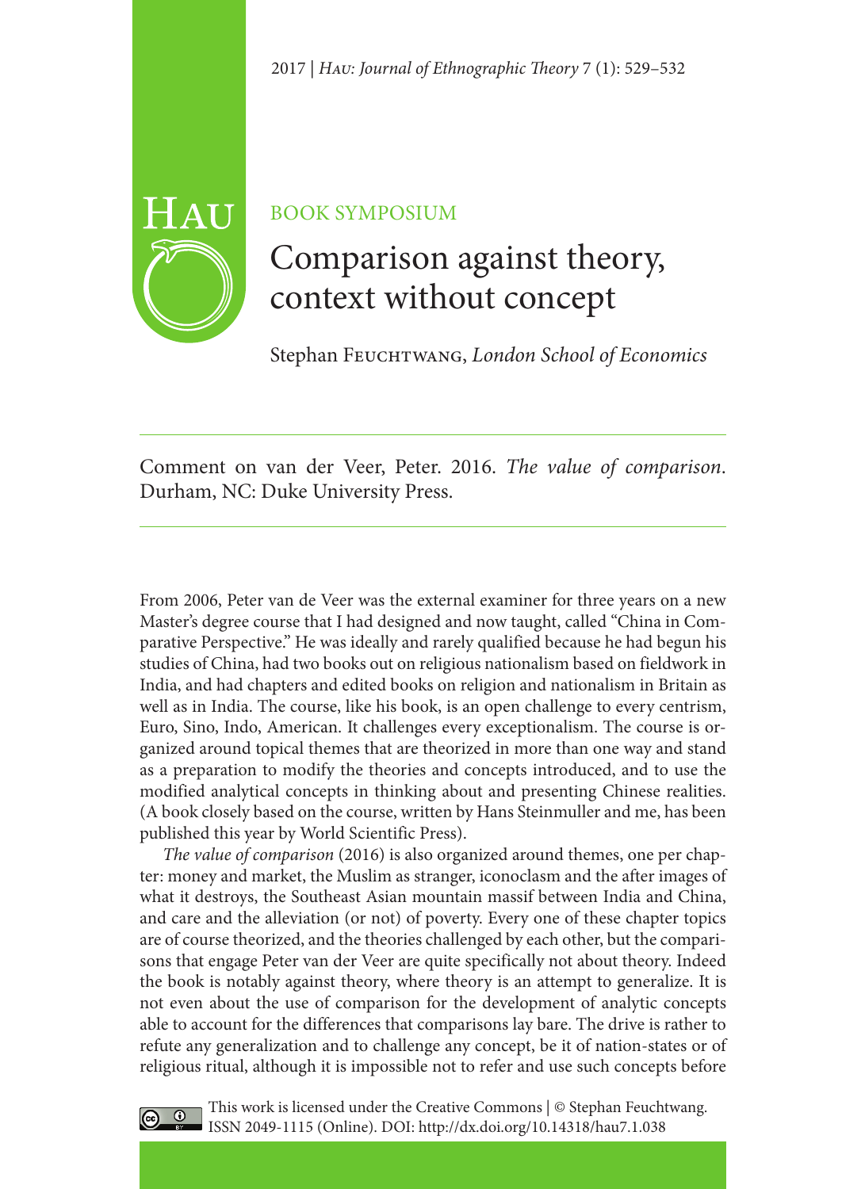BOOK SYMPOSIUM

# Comparison against theory, context without concept

Stephan Feuchtwang, *London School of Economics*

---

Comment on van der Veer, Peter. 2016. *The value of comparison*. Durham, NC: Duke University Press.

---

From 2006, Peter van de Veer was the external examiner for three years on a new Master's degree course that I had designed and now taught, called "China in Comparative Perspective." He was ideally and rarely qualified because he had begun his studies of China, had two books out on religious nationalism based on fieldwork in India, and had chapters and edited books on religion and nationalism in Britain as well as in India. The course, like his book, is an open challenge to every centrism, Euro, Sino, Indo, American. It challenges every exceptionalism. The course is organized around topical themes that are theorized in more than one way and stand as a preparation to modify the theories and concepts introduced, and to use the modified analytical concepts in thinking about and presenting Chinese realities. (A book closely based on the course, written by Hans Steinmuller and me, has been published this year by World Scientific Press).

*The value of comparison* (2016) is also organized around themes, one per chapter: money and market, the Muslim as stranger, iconoclasm and the after images of what it destroys, the Southeast Asian mountain massif between India and China, and care and the alleviation (or not) of poverty. Every one of these chapter topics are of course theorized, and the theories challenged by each other, but the comparisons that engage Peter van der Veer are quite specifically not about theory. Indeed the book is notably against theory, where theory is an attempt to generalize. It is not even about the use of comparison for the development of analytic concepts able to account for the differences that comparisons lay bare. The drive is rather to refute any generalization and to challenge any concept, be it of nation-states or of religious ritual, although it is impossible not to refer and use such concepts before

This work is licensed under the Creative Commons | © Stephan Feuchtwang.
ISSN 2049-1115 (Online). DOI: http://dx.doi.org/10.14318/hau7.1.038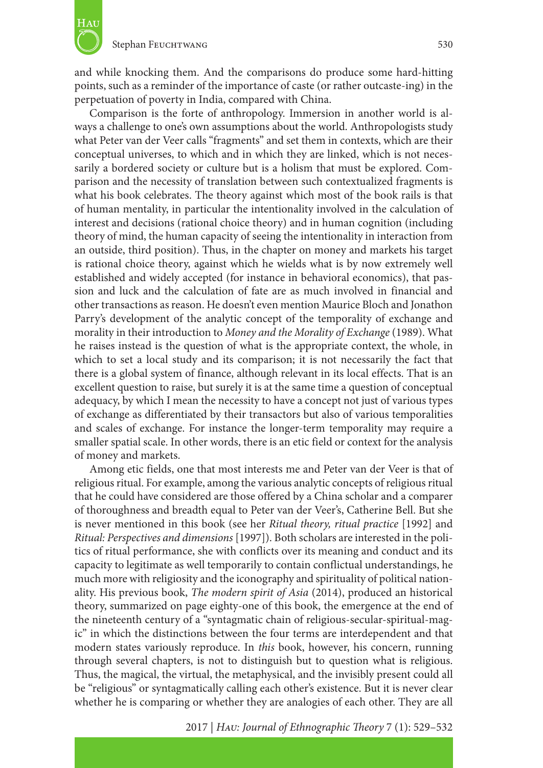and while knocking them. And the comparisons do produce some hard-hitting points, such as a reminder of the importance of caste (or rather outcaste-ing) in the perpetuation of poverty in India, compared with China.

Comparison is the forte of anthropology. Immersion in another world is always a challenge to one's own assumptions about the world. Anthropologists study what Peter van der Veer calls "fragments" and set them in contexts, which are their conceptual universes, to which and in which they are linked, which is not necessarily a bordered society or culture but is a holism that must be explored. Comparison and the necessity of translation between such contextualized fragments is what his book celebrates. The theory against which most of the book rails is that of human mentality, in particular the intentionality involved in the calculation of interest and decisions (rational choice theory) and in human cognition (including theory of mind, the human capacity of seeing the intentionality in interaction from an outside, third position). Thus, in the chapter on money and markets his target is rational choice theory, against which he wields what is by now extremely well established and widely accepted (for instance in behavioral economics), that passion and luck and the calculation of fate are as much involved in financial and other transactions as reason. He doesn't even mention Maurice Bloch and Jonathon Parry's development of the analytic concept of the temporality of exchange and morality in their introduction to *Money and the Morality of Exchange* (1989). What he raises instead is the question of what is the appropriate context, the whole, in which to set a local study and its comparison; it is not necessarily the fact that there is a global system of finance, although relevant in its local effects. That is an excellent question to raise, but surely it is at the same time a question of conceptual adequacy, by which I mean the necessity to have a concept not just of various types of exchange as differentiated by their transactors but also of various temporalities and scales of exchange. For instance the longer-term temporality may require a smaller spatial scale. In other words, there is an etic field or context for the analysis of money and markets.

Among etic fields, one that most interests me and Peter van der Veer is that of religious ritual. For example, among the various analytic concepts of religious ritual that he could have considered are those offered by a China scholar and a comparer of thoroughness and breadth equal to Peter van der Veer's, Catherine Bell. But she is never mentioned in this book (see her *Ritual theory, ritual practice* [1992] and *Ritual: Perspectives and dimensions* [1997]). Both scholars are interested in the politics of ritual performance, she with conflicts over its meaning and conduct and its capacity to legitimate as well temporarily to contain conflictual understandings, he much more with religiosity and the iconography and spirituality of political nationality. His previous book, *The modern spirit of Asia* (2014), produced an historical theory, summarized on page eighty-one of this book, the emergence at the end of the nineteenth century of a "syntagmatic chain of religious-secular-spiritual-magic" in which the distinctions between the four terms are interdependent and that modern states variously reproduce. In *this* book, however, his concern, running through several chapters, is not to distinguish but to question what is religious. Thus, the magical, the virtual, the metaphysical, and the invisibly present could all be "religious" or syntagmatically calling each other's existence. But it is never clear whether he is comparing or whether they are analogies of each other. They are all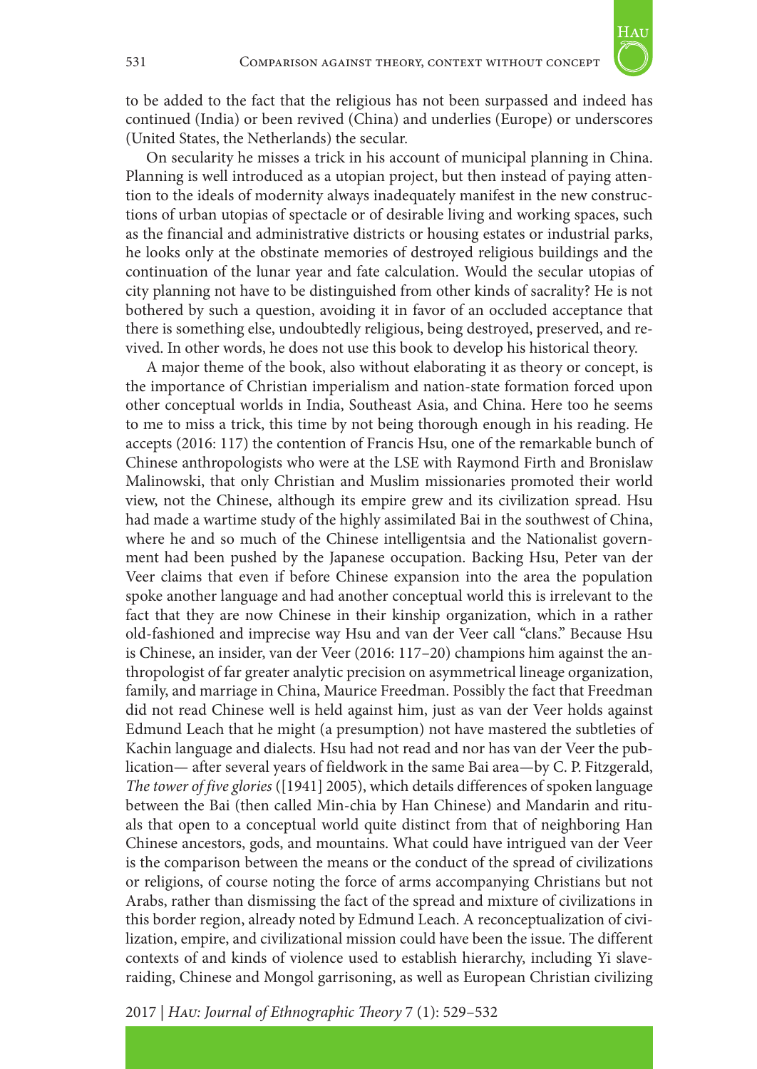to be added to the fact that the religious has not been surpassed and indeed has continued (India) or been revived (China) and underlies (Europe) or underscores (United States, the Netherlands) the secular.

On secularity he misses a trick in his account of municipal planning in China. Planning is well introduced as a utopian project, but then instead of paying attention to the ideals of modernity always inadequately manifest in the new constructions of urban utopias of spectacle or of desirable living and working spaces, such as the financial and administrative districts or housing estates or industrial parks, he looks only at the obstinate memories of destroyed religious buildings and the continuation of the lunar year and fate calculation. Would the secular utopias of city planning not have to be distinguished from other kinds of sacrality? He is not bothered by such a question, avoiding it in favor of an occluded acceptance that there is something else, undoubtedly religious, being destroyed, preserved, and revived. In other words, he does not use this book to develop his historical theory.

A major theme of the book, also without elaborating it as theory or concept, is the importance of Christian imperialism and nation-state formation forced upon other conceptual worlds in India, Southeast Asia, and China. Here too he seems to me to miss a trick, this time by not being thorough enough in his reading. He accepts (2016: 117) the contention of Francis Hsu, one of the remarkable bunch of Chinese anthropologists who were at the LSE with Raymond Firth and Bronislaw Malinowski, that only Christian and Muslim missionaries promoted their world view, not the Chinese, although its empire grew and its civilization spread. Hsu had made a wartime study of the highly assimilated Bai in the southwest of China, where he and so much of the Chinese intelligentsia and the Nationalist government had been pushed by the Japanese occupation. Backing Hsu, Peter van der Veer claims that even if before Chinese expansion into the area the population spoke another language and had another conceptual world this is irrelevant to the fact that they are now Chinese in their kinship organization, which in a rather old-fashioned and imprecise way Hsu and van der Veer call "clans." Because Hsu is Chinese, an insider, van der Veer (2016: 117–20) champions him against the anthropologist of far greater analytic precision on asymmetrical lineage organization, family, and marriage in China, Maurice Freedman. Possibly the fact that Freedman did not read Chinese well is held against him, just as van der Veer holds against Edmund Leach that he might (a presumption) not have mastered the subtleties of Kachin language and dialects. Hsu had not read and nor has van der Veer the publication— after several years of fieldwork in the same Bai area—by C. P. Fitzgerald, *The tower of five glories* ([1941] 2005), which details differences of spoken language between the Bai (then called Min-chia by Han Chinese) and Mandarin and rituals that open to a conceptual world quite distinct from that of neighboring Han Chinese ancestors, gods, and mountains. What could have intrigued van der Veer is the comparison between the means or the conduct of the spread of civilizations or religions, of course noting the force of arms accompanying Christians but not Arabs, rather than dismissing the fact of the spread and mixture of civilizations in this border region, already noted by Edmund Leach. A reconceptualization of civilization, empire, and civilizational mission could have been the issue. The different contexts of and kinds of violence used to establish hierarchy, including Yi slave-raiding, Chinese and Mongol garrisoning, as well as European Christian civilizing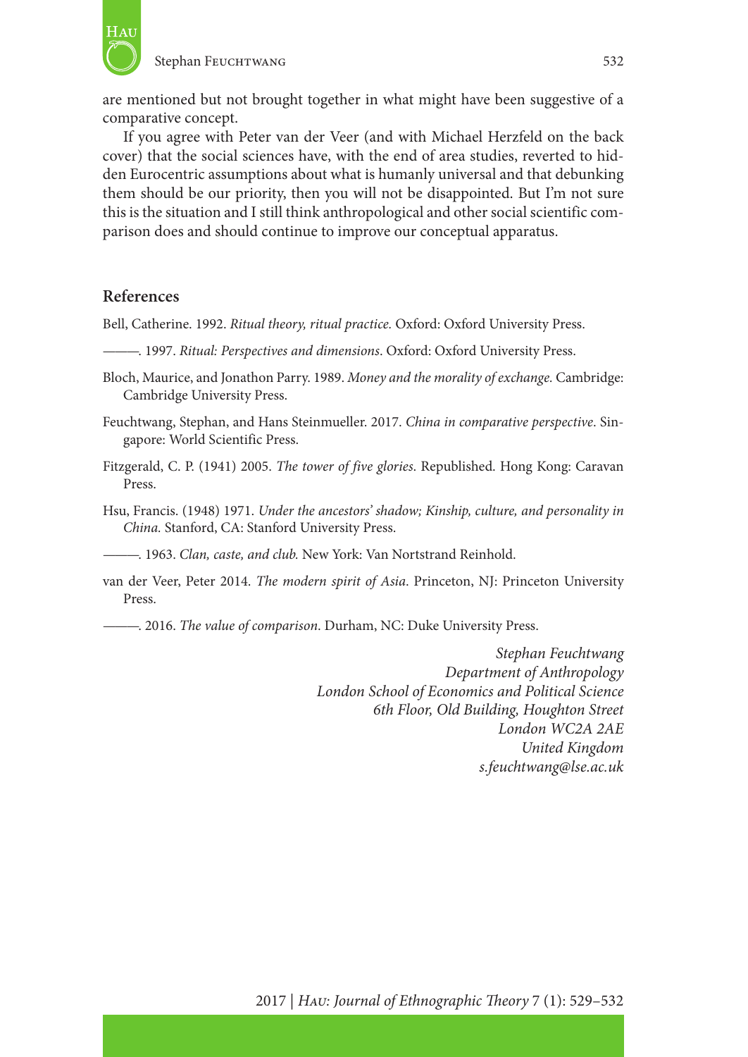are mentioned but not brought together in what might have been suggestive of a comparative concept.

If you agree with Peter van der Veer (and with Michael Herzfeld on the back cover) that the social sciences have, with the end of area studies, reverted to hidden Eurocentric assumptions about what is humanly universal and that debunking them should be our priority, then you will not be disappointed. But I'm not sure this is the situation and I still think anthropological and other social scientific comparison does and should continue to improve our conceptual apparatus.

## References

Bell, Catherine. 1992. *Ritual theory, ritual practice.* Oxford: Oxford University Press.

———. 1997. *Ritual: Perspectives and dimensions*. Oxford: Oxford University Press.

Bloch, Maurice, and Jonathon Parry. 1989. *Money and the morality of exchange.* Cambridge: Cambridge University Press.

Feuchtwang, Stephan, and Hans Steinmueller. 2017. *China in comparative perspective*. Singapore: World Scientific Press.

Fitzgerald, C. P. (1941) 2005. *The tower of five glories*. Republished. Hong Kong: Caravan Press.

Hsu, Francis. (1948) 1971. *Under the ancestors' shadow; Kinship, culture, and personality in China.* Stanford, CA: Stanford University Press.

———. 1963. *Clan, caste, and club.* New York: Van Nortstrand Reinhold.

van der Veer, Peter 2014. *The modern spirit of Asia*. Princeton, NJ: Princeton University Press.

———. 2016. *The value of comparison.* Durham, NC: Duke University Press.

*Stephan Feuchtwang*
*Department of Anthropology*
*London School of Economics and Political Science*
*6th Floor, Old Building, Houghton Street*
*London WC2A 2AE*
*United Kingdom*
*s.feuchtwang@lse.ac.uk*